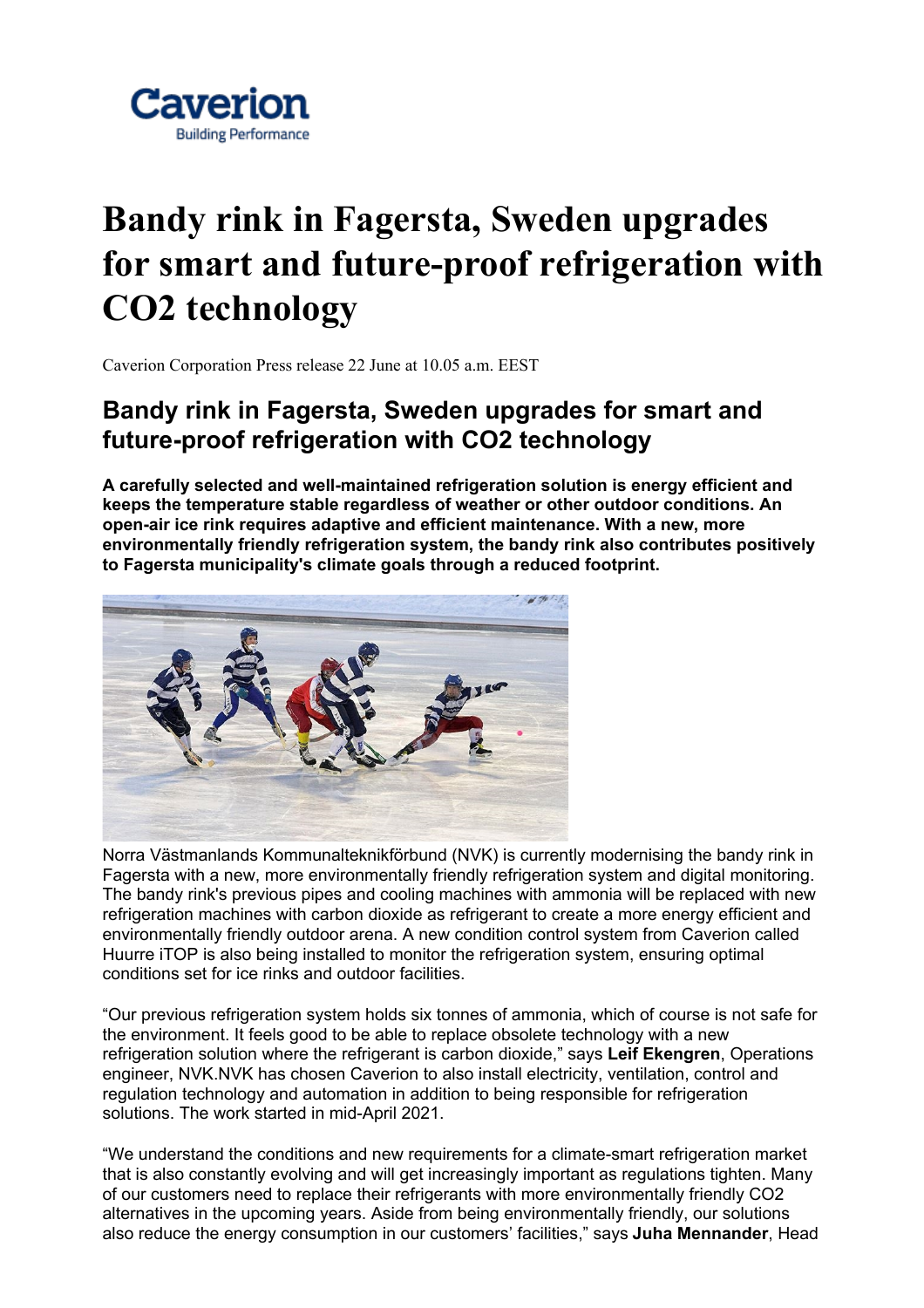# Bandy rink in Fagersta, Sweden upgrades for smart and future-proof refrigeration with CO2 technology

Caverion Corporation Press release 22 June at 10.05 a.m. EEST

## Bandy rink in Fagersta, Sweden upgrades for smart and future-proof refrigeration with CO2 technology

**A carefully selected and well-maintained refrigeration solution is energy efficient and keeps the temperature stable regardless of weather or other outdoor conditions. An open-air ice rink requires adaptive and efficient maintenance. With a new, more environmentally friendly refrigeration system, the bandy rink also contributes positively to Fagersta municipality's climate goals through a reduced footprint.**

Norra Västmanlands Kommunalteknikförbund (NVK) is currently modernising the bandy rink in Fagersta with a new, more environmentally friendly refrigeration system and digital monitoring. The bandy rink's previous pipes and cooling machines with ammonia will be replaced with new refrigeration machines with carbon dioxide as refrigerant to create a more energy efficient and environmentally friendly outdoor arena. A new condition control system from Caverion called Huurre iTOP is also being installed to monitor the refrigeration system, ensuring optimal conditions set for ice rinks and outdoor facilities.

"Our previous refrigeration system holds six tonnes of ammonia, which of course is not safe for the environment. It feels good to be able to replace obsolete technology with a new refrigeration solution where the refrigerant is carbon dioxide," says **Leif Ekengren**, Operations engineer, NVK.NVK has chosen Caverion to also install electricity, ventilation, control and regulation technology and automation in addition to being responsible for refrigeration solutions. The work started in mid-April 2021.

"We understand the conditions and new requirements for a climate-smart refrigeration market that is also constantly evolving and will get increasingly important as regulations tighten. Many of our customers need to replace their refrigerants with more environmentally friendly CO2 alternatives in the upcoming years. Aside from being environmentally friendly, our solutions also reduce the energy consumption in our customers' facilities," says **Juha Mennander**, Head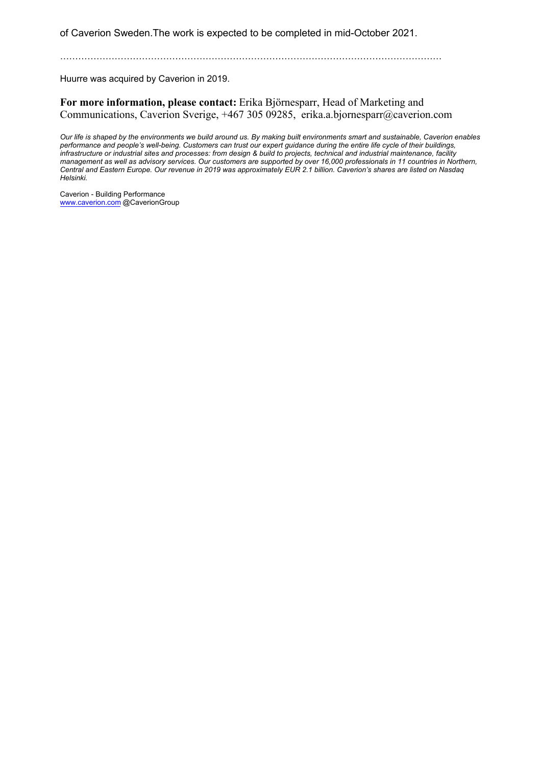of Caverion Sweden.The work is expected to be completed in mid-October 2021.

……………………………………………………………………………………………………………

Huurre was acquired by Caverion in 2019.

**For more information, please contact:** Erika Björnesparr, Head of Marketing and Communications, Caverion Sverige, +467 305 09285, erika.a.bjornesparr@caverion.com

*Our life is shaped by the environments we build around us. By making built environments smart and sustainable, Caverion enables performance and people's well-being. Customers can trust our expert guidance during the entire life cycle of their buildings, infrastructure or industrial sites and processes: from design & build to projects, technical and industrial maintenance, facility management as well as advisory services. Our customers are supported by over 16,000 professionals in 11 countries in Northern, Central and Eastern Europe. Our revenue in 2019 was approximately EUR 2.1 billion. Caverion's shares are listed on Nasdaq Helsinki.*

Caverion - Building Performance
www.caverion.com @CaverionGroup